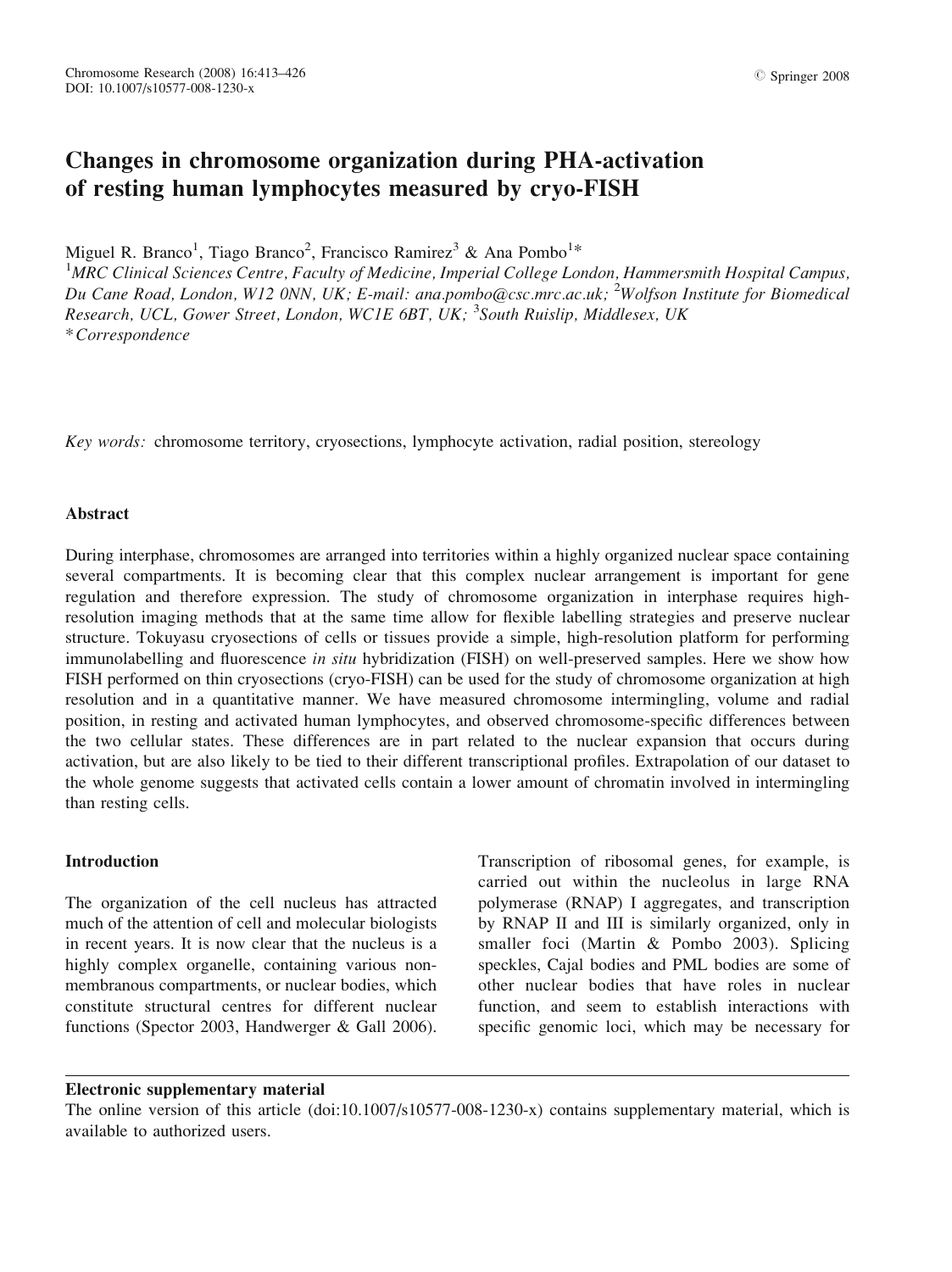# Changes in chromosome organization during PHA-activation of resting human lymphocytes measured by cryo-FISH

Miguel R. Branco[1], Tiago Branco[2], Francisco Ramirez[3] & Ana Pombo[1]*

[1]MRC Clinical Sciences Centre, Faculty of Medicine, Imperial College London, Hammersmith Hospital Campus, Du Cane Road, London, W12 0NN, UK; E-mail: ana.pombo@csc.mrc.ac.uk; [2]Wolfson Institute for Biomedical Research, UCL, Gower Street, London, WC1E 6BT, UK; [3]South Ruislip, Middlesex, UK

*Correspondence

*Key words:* chromosome territory, cryosections, lymphocyte activation, radial position, stereology

## Abstract

During interphase, chromosomes are arranged into territories within a highly organized nuclear space containing several compartments. It is becoming clear that this complex nuclear arrangement is important for gene regulation and therefore expression. The study of chromosome organization in interphase requires high-resolution imaging methods that at the same time allow for flexible labelling strategies and preserve nuclear structure. Tokuyasu cryosections of cells or tissues provide a simple, high-resolution platform for performing immunolabelling and fluorescence *in situ* hybridization (FISH) on well-preserved samples. Here we show how FISH performed on thin cryosections (cryo-FISH) can be used for the study of chromosome organization at high resolution and in a quantitative manner. We have measured chromosome intermingling, volume and radial position, in resting and activated human lymphocytes, and observed chromosome-specific differences between the two cellular states. These differences are in part related to the nuclear expansion that occurs during activation, but are also likely to be tied to their different transcriptional profiles. Extrapolation of our dataset to the whole genome suggests that activated cells contain a lower amount of chromatin involved in intermingling than resting cells.

## Introduction

The organization of the cell nucleus has attracted much of the attention of cell and molecular biologists in recent years. It is now clear that the nucleus is a highly complex organelle, containing various non-membranous compartments, or nuclear bodies, which constitute structural centres for different nuclear functions (Spector 2003, Handwerger & Gall 2006). Transcription of ribosomal genes, for example, is carried out within the nucleolus in large RNA polymerase (RNAP) I aggregates, and transcription by RNAP II and III is similarly organized, only in smaller foci (Martin & Pombo 2003). Splicing speckles, Cajal bodies and PML bodies are some of other nuclear bodies that have roles in nuclear function, and seem to establish interactions with specific genomic loci, which may be necessary for

**Electronic supplementary material**

The online version of this article (doi:10.1007/s10577-008-1230-x) contains supplementary material, which is available to authorized users.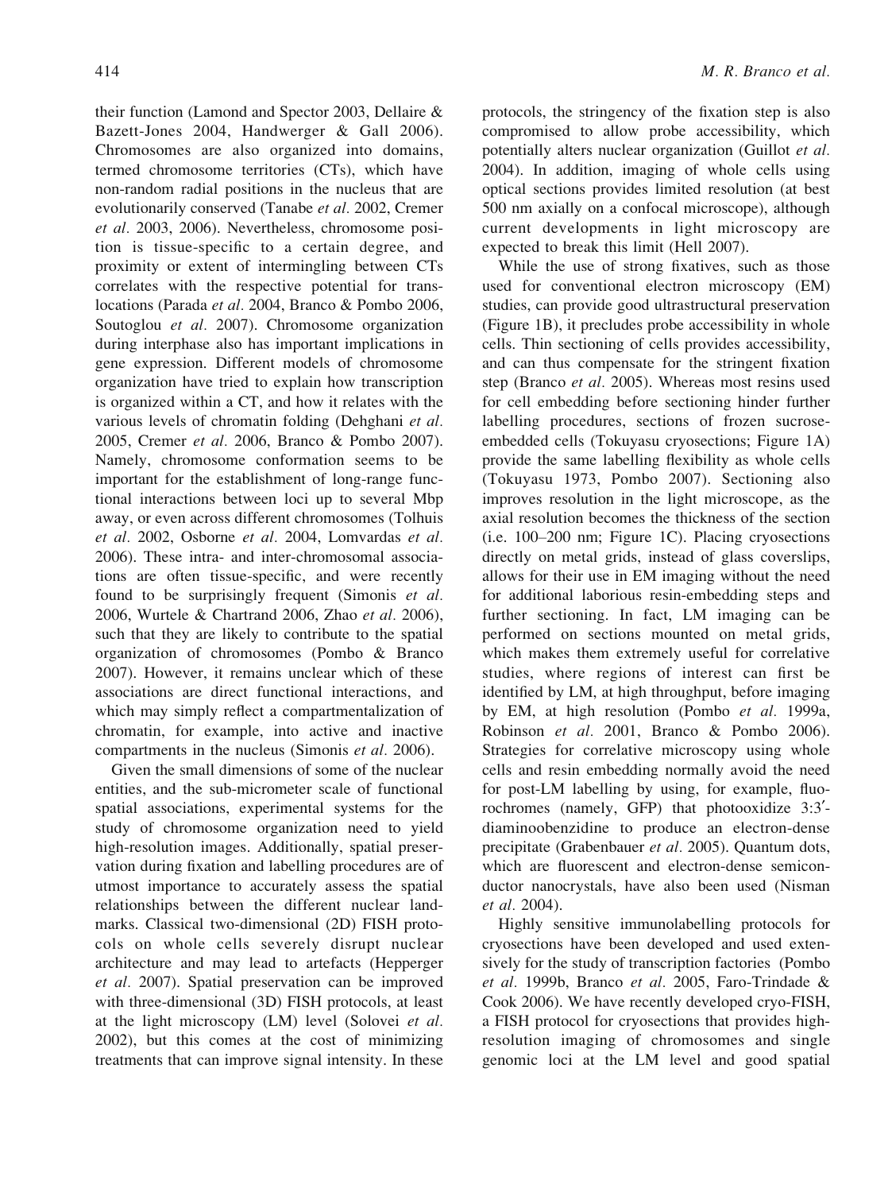their function (Lamond and Spector 2003, Dellaire & Bazett-Jones 2004, Handwerger & Gall 2006). Chromosomes are also organized into domains, termed chromosome territories (CTs), which have non-random radial positions in the nucleus that are evolutionarily conserved (Tanabe *et al.* 2002, Cremer *et al.* 2003, 2006). Nevertheless, chromosome position is tissue-specific to a certain degree, and proximity or extent of intermingling between CTs correlates with the respective potential for translocations (Parada *et al.* 2004, Branco & Pombo 2006, Soutoglou *et al.* 2007). Chromosome organization during interphase also has important implications in gene expression. Different models of chromosome organization have tried to explain how transcription is organized within a CT, and how it relates with the various levels of chromatin folding (Dehghani *et al.* 2005, Cremer *et al.* 2006, Branco & Pombo 2007). Namely, chromosome conformation seems to be important for the establishment of long-range functional interactions between loci up to several Mbp away, or even across different chromosomes (Tolhuis *et al.* 2002, Osborne *et al.* 2004, Lomvardas *et al.* 2006). These intra- and inter-chromosomal associations are often tissue-specific, and were recently found to be surprisingly frequent (Simonis *et al.* 2006, Wurtele & Chartrand 2006, Zhao *et al.* 2006), such that they are likely to contribute to the spatial organization of chromosomes (Pombo & Branco 2007). However, it remains unclear which of these associations are direct functional interactions, and which may simply reflect a compartmentalization of chromatin, for example, into active and inactive compartments in the nucleus (Simonis *et al.* 2006).

Given the small dimensions of some of the nuclear entities, and the sub-micrometer scale of functional spatial associations, experimental systems for the study of chromosome organization need to yield high-resolution images. Additionally, spatial preservation during fixation and labelling procedures are of utmost importance to accurately assess the spatial relationships between the different nuclear landmarks. Classical two-dimensional (2D) FISH protocols on whole cells severely disrupt nuclear architecture and may lead to artefacts (Hepperger *et al.* 2007). Spatial preservation can be improved with three-dimensional (3D) FISH protocols, at least at the light microscopy (LM) level (Solovei *et al.* 2002), but this comes at the cost of minimizing treatments that can improve signal intensity. In these protocols, the stringency of the fixation step is also compromised to allow probe accessibility, which potentially alters nuclear organization (Guillot *et al.* 2004). In addition, imaging of whole cells using optical sections provides limited resolution (at best 500 nm axially on a confocal microscope), although current developments in light microscopy are expected to break this limit (Hell 2007).

While the use of strong fixatives, such as those used for conventional electron microscopy (EM) studies, can provide good ultrastructural preservation (Figure 1B), it precludes probe accessibility in whole cells. Thin sectioning of cells provides accessibility, and can thus compensate for the stringent fixation step (Branco *et al.* 2005). Whereas most resins used for cell embedding before sectioning hinder further labelling procedures, sections of frozen sucrose-embedded cells (Tokuyasu cryosections; Figure 1A) provide the same labelling flexibility as whole cells (Tokuyasu 1973, Pombo 2007). Sectioning also improves resolution in the light microscope, as the axial resolution becomes the thickness of the section (i.e. 100–200 nm; Figure 1C). Placing cryosections directly on metal grids, instead of glass coverslips, allows for their use in EM imaging without the need for additional laborious resin-embedding steps and further sectioning. In fact, LM imaging can be performed on sections mounted on metal grids, which makes them extremely useful for correlative studies, where regions of interest can first be identified by LM, at high throughput, before imaging by EM, at high resolution (Pombo *et al.* 1999a, Robinson *et al.* 2001, Branco & Pombo 2006). Strategies for correlative microscopy using whole cells and resin embedding normally avoid the need for post-LM labelling by using, for example, fluorochromes (namely, GFP) that photooxidize 3:3′-diaminoobenzidine to produce an electron-dense precipitate (Grabenbauer *et al.* 2005). Quantum dots, which are fluorescent and electron-dense semiconductor nanocrystals, have also been used (Nisman *et al.* 2004).

Highly sensitive immunolabelling protocols for cryosections have been developed and used extensively for the study of transcription factories (Pombo *et al.* 1999b, Branco *et al.* 2005, Faro-Trindade & Cook 2006). We have recently developed cryo-FISH, a FISH protocol for cryosections that provides high-resolution imaging of chromosomes and single genomic loci at the LM level and good spatial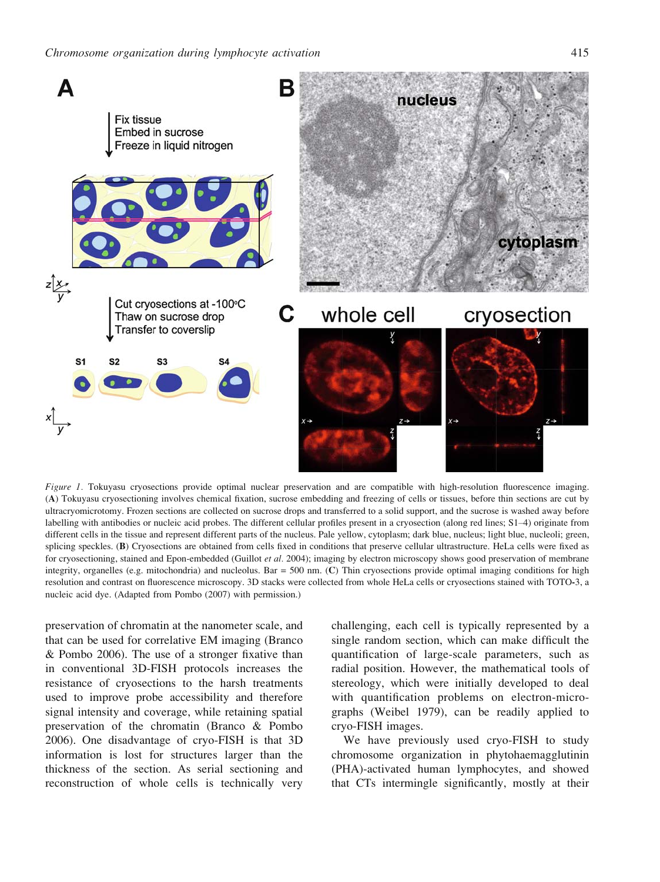*Figure 1.* Tokuyasu cryosections provide optimal nuclear preservation and are compatible with high-resolution fluorescence imaging. (**A**) Tokuyasu cryosectioning involves chemical fixation, sucrose embedding and freezing of cells or tissues, before thin sections are cut by ultracryomicrotomy. Frozen sections are collected on sucrose drops and transferred to a solid support, and the sucrose is washed away before labelling with antibodies or nucleic acid probes. The different cellular profiles present in a cryosection (along red lines; S1–4) originate from different cells in the tissue and represent different parts of the nucleus. Pale yellow, cytoplasm; dark blue, nucleus; light blue, nucleoli; green, splicing speckles. (**B**) Cryosections are obtained from cells fixed in conditions that preserve cellular ultrastructure. HeLa cells were fixed as for cryosectioning, stained and Epon-embedded (Guillot *et al.* 2004); imaging by electron microscopy shows good preservation of membrane integrity, organelles (e.g. mitochondria) and nucleolus. Bar = 500 nm. (**C**) Thin cryosections provide optimal imaging conditions for high resolution and contrast on fluorescence microscopy. 3D stacks were collected from whole HeLa cells or cryosections stained with TOTO-3, a nucleic acid dye. (Adapted from Pombo (2007) with permission.)

preservation of chromatin at the nanometer scale, and that can be used for correlative EM imaging (Branco & Pombo 2006). The use of a stronger fixative than in conventional 3D-FISH protocols increases the resistance of cryosections to the harsh treatments used to improve probe accessibility and therefore signal intensity and coverage, while retaining spatial preservation of the chromatin (Branco & Pombo 2006). One disadvantage of cryo-FISH is that 3D information is lost for structures larger than the thickness of the section. As serial sectioning and reconstruction of whole cells is technically very challenging, each cell is typically represented by a single random section, which can make difficult the quantification of large-scale parameters, such as radial position. However, the mathematical tools of stereology, which were initially developed to deal with quantification problems on electron-micrographs (Weibel 1979), can be readily applied to cryo-FISH images.

We have previously used cryo-FISH to study chromosome organization in phytohaemagglutinin (PHA)-activated human lymphocytes, and showed that CTs intermingle significantly, mostly at their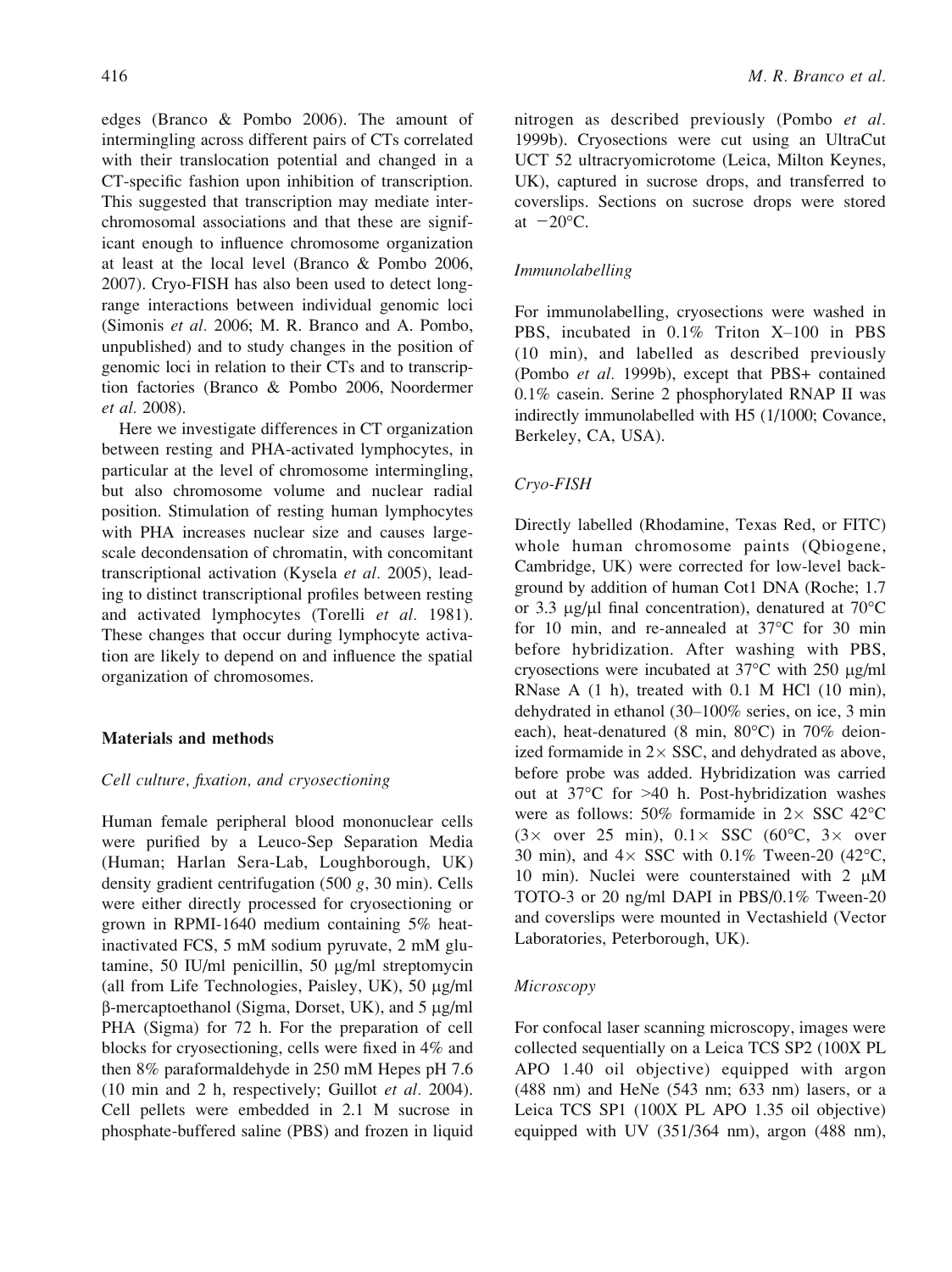edges (Branco & Pombo 2006). The amount of intermingling across different pairs of CTs correlated with their translocation potential and changed in a CT-specific fashion upon inhibition of transcription. This suggested that transcription may mediate interchromosomal associations and that these are significant enough to influence chromosome organization at least at the local level (Branco & Pombo 2006, 2007). Cryo-FISH has also been used to detect long-range interactions between individual genomic loci (Simonis *et al.* 2006; M. R. Branco and A. Pombo, unpublished) and to study changes in the position of genomic loci in relation to their CTs and to transcription factories (Branco & Pombo 2006, Noordermer *et al.* 2008).

Here we investigate differences in CT organization between resting and PHA-activated lymphocytes, in particular at the level of chromosome intermingling, but also chromosome volume and nuclear radial position. Stimulation of resting human lymphocytes with PHA increases nuclear size and causes large-scale decondensation of chromatin, with concomitant transcriptional activation (Kysela *et al.* 2005), leading to distinct transcriptional profiles between resting and activated lymphocytes (Torelli *et al.* 1981). These changes that occur during lymphocyte activation are likely to depend on and influence the spatial organization of chromosomes.

## Materials and methods

### *Cell culture, fixation, and cryosectioning*

Human female peripheral blood mononuclear cells were purified by a Leuco-Sep Separation Media (Human; Harlan Sera-Lab, Loughborough, UK) density gradient centrifugation (500 *g*, 30 min). Cells were either directly processed for cryosectioning or grown in RPMI-1640 medium containing 5% heat-inactivated FCS, 5 mM sodium pyruvate, 2 mM glutamine, 50 IU/ml penicillin, 50 μg/ml streptomycin (all from Life Technologies, Paisley, UK), 50 μg/ml β-mercaptoethanol (Sigma, Dorset, UK), and 5 μg/ml PHA (Sigma) for 72 h. For the preparation of cell blocks for cryosectioning, cells were fixed in 4% and then 8% paraformaldehyde in 250 mM Hepes pH 7.6 (10 min and 2 h, respectively; Guillot *et al.* 2004). Cell pellets were embedded in 2.1 M sucrose in phosphate-buffered saline (PBS) and frozen in liquid nitrogen as described previously (Pombo *et al.* 1999b). Cryosections were cut using an UltraCut UCT 52 ultracryomicrotome (Leica, Milton Keynes, UK), captured in sucrose drops, and transferred to coverslips. Sections on sucrose drops were stored at −20°C.

### *Immunolabelling*

For immunolabelling, cryosections were washed in PBS, incubated in 0.1% Triton X–100 in PBS (10 min), and labelled as described previously (Pombo *et al.* 1999b), except that PBS+ contained 0.1% casein. Serine 2 phosphorylated RNAP II was indirectly immunolabelled with H5 (1/1000; Covance, Berkeley, CA, USA).

### *Cryo-FISH*

Directly labelled (Rhodamine, Texas Red, or FITC) whole human chromosome paints (Qbiogene, Cambridge, UK) were corrected for low-level background by addition of human Cot1 DNA (Roche; 1.7 or 3.3 μg/μl final concentration), denatured at 70°C for 10 min, and re-annealed at 37°C for 30 min before hybridization. After washing with PBS, cryosections were incubated at 37°C with 250 μg/ml RNase A (1 h), treated with 0.1 M HCl (10 min), dehydrated in ethanol (30–100% series, on ice, 3 min each), heat-denatured (8 min, 80°C) in 70% deionized formamide in 2× SSC, and dehydrated as above, before probe was added. Hybridization was carried out at 37°C for >40 h. Post-hybridization washes were as follows: 50% formamide in 2× SSC 42°C (3× over 25 min), 0.1× SSC (60°C, 3× over 30 min), and 4× SSC with 0.1% Tween-20 (42°C, 10 min). Nuclei were counterstained with 2 μM TOTO-3 or 20 ng/ml DAPI in PBS/0.1% Tween-20 and coverslips were mounted in Vectashield (Vector Laboratories, Peterborough, UK).

### *Microscopy*

For confocal laser scanning microscopy, images were collected sequentially on a Leica TCS SP2 (100X PL APO 1.40 oil objective) equipped with argon (488 nm) and HeNe (543 nm; 633 nm) lasers, or a Leica TCS SP1 (100X PL APO 1.35 oil objective) equipped with UV (351/364 nm), argon (488 nm),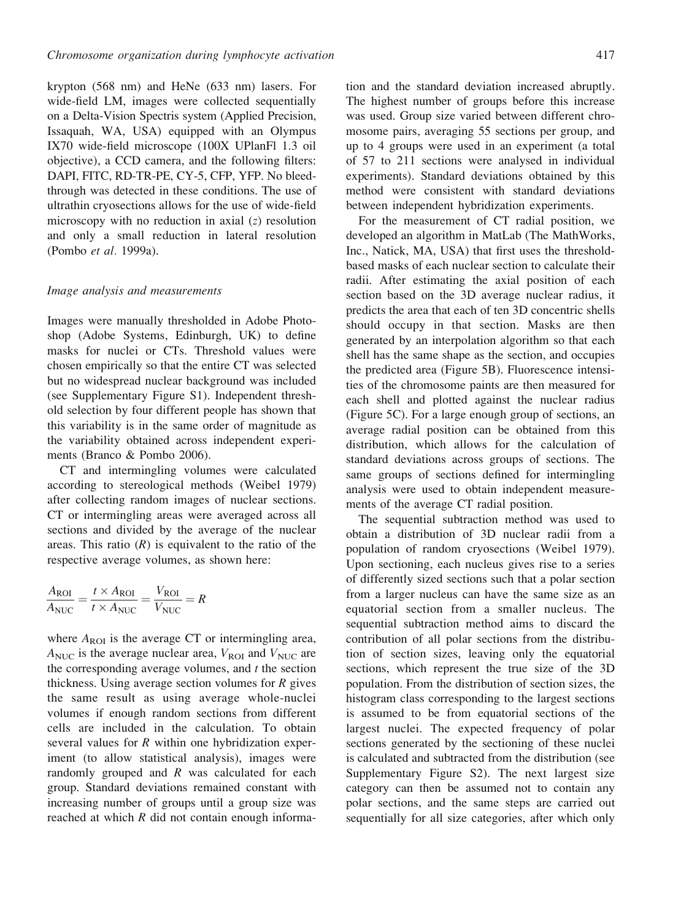krypton (568 nm) and HeNe (633 nm) lasers. For wide-field LM, images were collected sequentially on a Delta-Vision Spectris system (Applied Precision, Issaquah, WA, USA) equipped with an Olympus IX70 wide-field microscope (100X UPlanFl 1.3 oil objective), a CCD camera, and the following filters: DAPI, FITC, RD-TR-PE, CY-5, CFP, YFP. No bleed-through was detected in these conditions. The use of ultrathin cryosections allows for the use of wide-field microscopy with no reduction in axial ($z$) resolution and only a small reduction in lateral resolution (Pombo *et al.* 1999a).

### *Image analysis and measurements*

Images were manually thresholded in Adobe Photoshop (Adobe Systems, Edinburgh, UK) to define masks for nuclei or CTs. Threshold values were chosen empirically so that the entire CT was selected but no widespread nuclear background was included (see Supplementary Figure S1). Independent threshold selection by four different people has shown that this variability is in the same order of magnitude as the variability obtained across independent experiments (Branco & Pombo 2006).

CT and intermingling volumes were calculated according to stereological methods (Weibel 1979) after collecting random images of nuclear sections. CT or intermingling areas were averaged across all sections and divided by the average of the nuclear areas. This ratio ($R$) is equivalent to the ratio of the respective average volumes, as shown here:

$$\frac{A_{\mathrm{ROI}}}{A_{\mathrm{NUC}}} = \frac{t \times A_{\mathrm{ROI}}}{t \times A_{\mathrm{NUC}}} = \frac{V_{\mathrm{ROI}}}{V_{\mathrm{NUC}}} = R$$

where $A_{\mathrm{ROI}}$ is the average CT or intermingling area, $A_{\mathrm{NUC}}$ is the average nuclear area, $V_{\mathrm{ROI}}$ and $V_{\mathrm{NUC}}$ are the corresponding average volumes, and $t$ the section thickness. Using average section volumes for $R$ gives the same result as using average whole-nuclei volumes if enough random sections from different cells are included in the calculation. To obtain several values for $R$ within one hybridization experiment (to allow statistical analysis), images were randomly grouped and $R$ was calculated for each group. Standard deviations remained constant with increasing number of groups until a group size was reached at which $R$ did not contain enough information and the standard deviation increased abruptly. The highest number of groups before this increase was used. Group size varied between different chromosome pairs, averaging 55 sections per group, and up to 4 groups were used in an experiment (a total of 57 to 211 sections were analysed in individual experiments). Standard deviations obtained by this method were consistent with standard deviations between independent hybridization experiments.

For the measurement of CT radial position, we developed an algorithm in MatLab (The MathWorks, Inc., Natick, MA, USA) that first uses the threshold-based masks of each nuclear section to calculate their radii. After estimating the axial position of each section based on the 3D average nuclear radius, it predicts the area that each of ten 3D concentric shells should occupy in that section. Masks are then generated by an interpolation algorithm so that each shell has the same shape as the section, and occupies the predicted area (Figure 5B). Fluorescence intensities of the chromosome paints are then measured for each shell and plotted against the nuclear radius (Figure 5C). For a large enough group of sections, an average radial position can be obtained from this distribution, which allows for the calculation of standard deviations across groups of sections. The same groups of sections defined for intermingling analysis were used to obtain independent measurements of the average CT radial position.

The sequential subtraction method was used to obtain a distribution of 3D nuclear radii from a population of random cryosections (Weibel 1979). Upon sectioning, each nucleus gives rise to a series of differently sized sections such that a polar section from a larger nucleus can have the same size as an equatorial section from a smaller nucleus. The sequential subtraction method aims to discard the contribution of all polar sections from the distribution of section sizes, leaving only the equatorial sections, which represent the true size of the 3D population. From the distribution of section sizes, the histogram class corresponding to the largest sections is assumed to be from equatorial sections of the largest nuclei. The expected frequency of polar sections generated by the sectioning of these nuclei is calculated and subtracted from the distribution (see Supplementary Figure S2). The next largest size category can then be assumed not to contain any polar sections, and the same steps are carried out sequentially for all size categories, after which only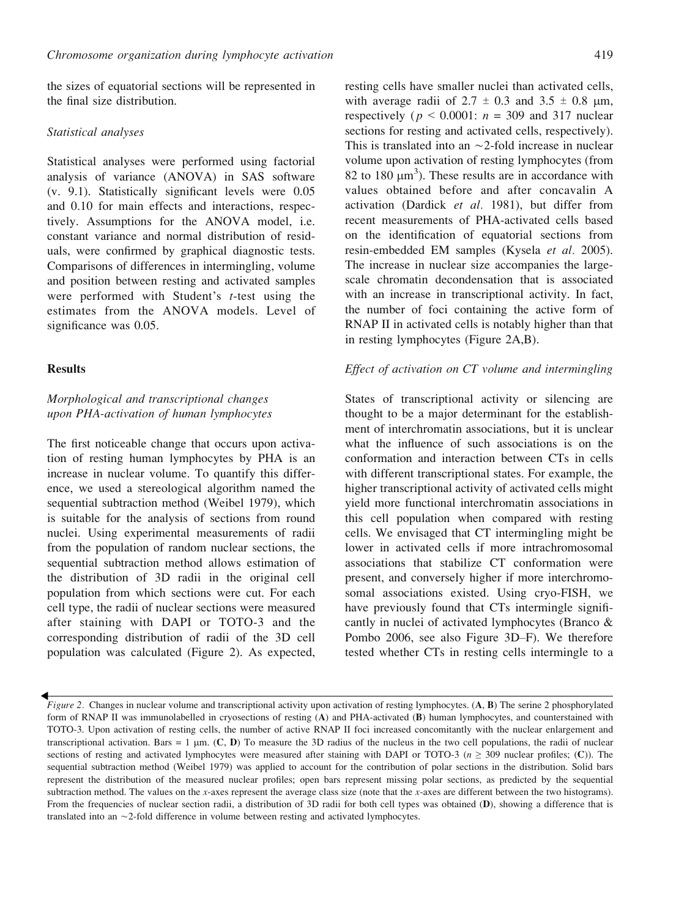the sizes of equatorial sections will be represented in the final size distribution.

### *Statistical analyses*

Statistical analyses were performed using factorial analysis of variance (ANOVA) in SAS software (v. 9.1). Statistically significant levels were 0.05 and 0.10 for main effects and interactions, respectively. Assumptions for the ANOVA model, i.e. constant variance and normal distribution of residuals, were confirmed by graphical diagnostic tests. Comparisons of differences in intermingling, volume and position between resting and activated samples were performed with Student's *t*-test using the estimates from the ANOVA models. Level of significance was 0.05.

## Results

### *Morphological and transcriptional changes upon PHA-activation of human lymphocytes*

The first noticeable change that occurs upon activation of resting human lymphocytes by PHA is an increase in nuclear volume. To quantify this difference, we used a stereological algorithm named the sequential subtraction method (Weibel 1979), which is suitable for the analysis of sections from round nuclei. Using experimental measurements of radii from the population of random nuclear sections, the sequential subtraction method allows estimation of the distribution of 3D radii in the original cell population from which sections were cut. For each cell type, the radii of nuclear sections were measured after staining with DAPI or TOTO-3 and the corresponding distribution of radii of the 3D cell population was calculated (Figure 2). As expected, resting cells have smaller nuclei than activated cells, with average radii of $2.7 \pm 0.3$ and $3.5 \pm 0.8$ μm, respectively ($p < 0.0001$: $n = 309$ and 317 nuclear sections for resting and activated cells, respectively). This is translated into an ~2-fold increase in nuclear volume upon activation of resting lymphocytes (from 82 to 180 $\mu m^3$). These results are in accordance with values obtained before and after concavalin A activation (Dardick *et al.* 1981), but differ from recent measurements of PHA-activated cells based on the identification of equatorial sections from resin-embedded EM samples (Kysela *et al.* 2005). The increase in nuclear size accompanies the large-scale chromatin decondensation that is associated with an increase in transcriptional activity. In fact, the number of foci containing the active form of RNAP II in activated cells is notably higher than that in resting lymphocytes (Figure 2A,B).

### *Effect of activation on CT volume and intermingling*

States of transcriptional activity or silencing are thought to be a major determinant for the establishment of interchromatin associations, but it is unclear what the influence of such associations is on the conformation and interaction between CTs in cells with different transcriptional states. For example, the higher transcriptional activity of activated cells might yield more functional interchromatin associations in this cell population when compared with resting cells. We envisaged that CT intermingling might be lower in activated cells if more intrachromosomal associations that stabilize CT conformation were present, and conversely higher if more interchromosomal associations existed. Using cryo-FISH, we have previously found that CTs intermingle significantly in nuclei of activated lymphocytes (Branco & Pombo 2006, see also Figure 3D–F). We therefore tested whether CTs in resting cells intermingle to a

*Figure 2*. Changes in nuclear volume and transcriptional activity upon activation of resting lymphocytes. (**A**, **B**) The serine 2 phosphorylated form of RNAP II was immunolabelled in cryosections of resting (**A**) and PHA-activated (**B**) human lymphocytes, and counterstained with TOTO-3. Upon activation of resting cells, the number of active RNAP II foci increased concomitantly with the nuclear enlargement and transcriptional activation. Bars = 1 μm. (**C**, **D**) To measure the 3D radius of the nucleus in the two cell populations, the radii of nuclear sections of resting and activated lymphocytes were measured after staining with DAPI or TOTO-3 ($n \geq 309$ nuclear profiles; (**C**)). The sequential subtraction method (Weibel 1979) was applied to account for the contribution of polar sections in the distribution. Solid bars represent the distribution of the measured nuclear profiles; open bars represent missing polar sections, as predicted by the sequential subtraction method. The values on the *x*-axes represent the average class size (note that the *x*-axes are different between the two histograms). From the frequencies of nuclear section radii, a distribution of 3D radii for both cell types was obtained (**D**), showing a difference that is translated into an ~2-fold difference in volume between resting and activated lymphocytes.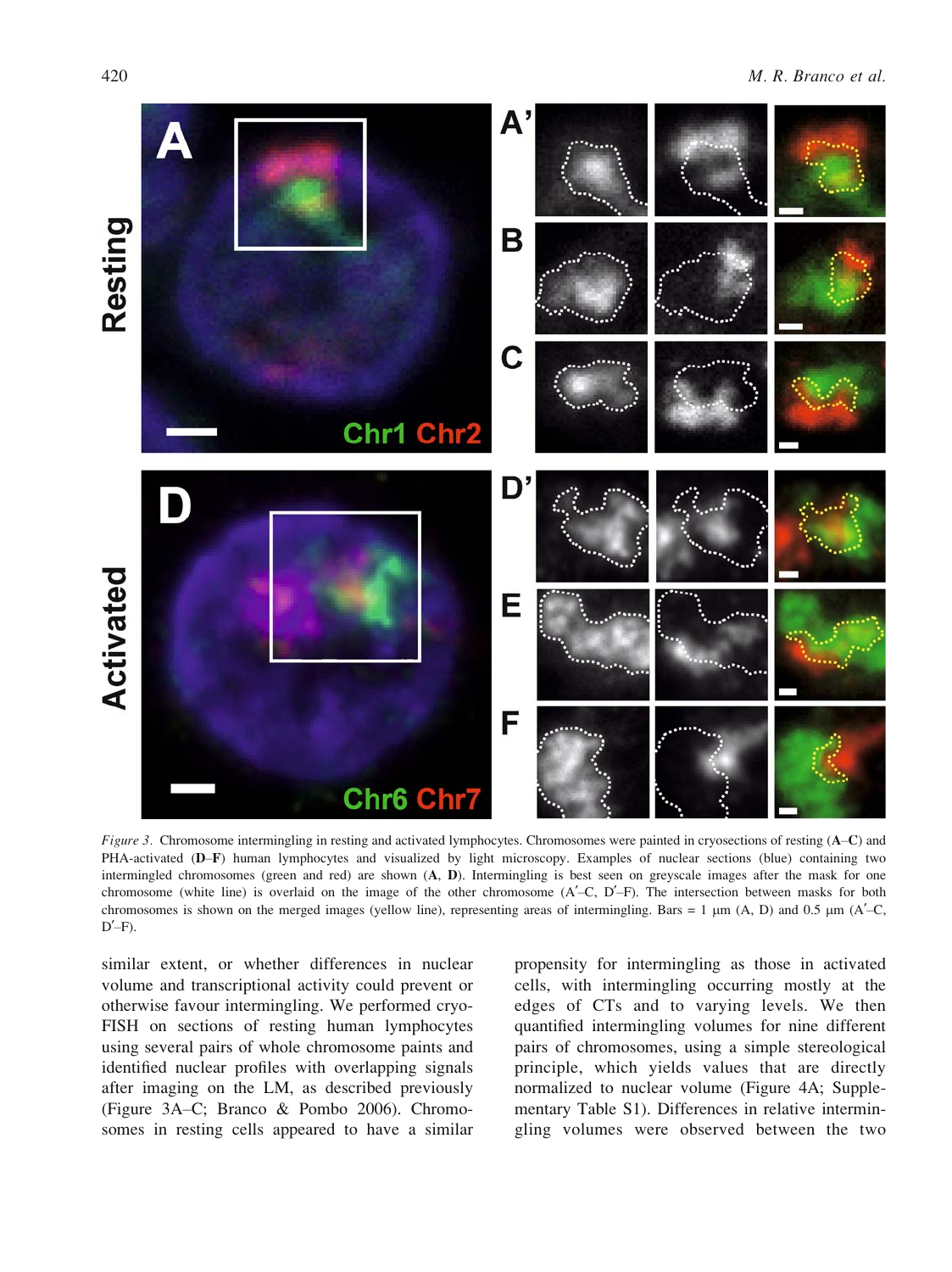*Figure 3.* Chromosome intermingling in resting and activated lymphocytes. Chromosomes were painted in cryosections of resting (**A**–**C**) and PHA-activated (**D**–**F**) human lymphocytes and visualized by light microscopy. Examples of nuclear sections (blue) containing two intermingled chromosomes (green and red) are shown (**A**, **D**). Intermingling is best seen on greyscale images after the mask for one chromosome (white line) is overlaid on the image of the other chromosome (A′–C, D′–F). The intersection between masks for both chromosomes is shown on the merged images (yellow line), representing areas of intermingling. Bars = 1 μm (A, D) and 0.5 μm (A′–C, D′–F).

similar extent, or whether differences in nuclear volume and transcriptional activity could prevent or otherwise favour intermingling. We performed cryo-FISH on sections of resting human lymphocytes using several pairs of whole chromosome paints and identified nuclear profiles with overlapping signals after imaging on the LM, as described previously (Figure 3A–C; Branco & Pombo 2006). Chromosomes in resting cells appeared to have a similar propensity for intermingling as those in activated cells, with intermingling occurring mostly at the edges of CTs and to varying levels. We then quantified intermingling volumes for nine different pairs of chromosomes, using a simple stereological principle, which yields values that are directly normalized to nuclear volume (Figure 4A; Supplementary Table S1). Differences in relative intermingling volumes were observed between the two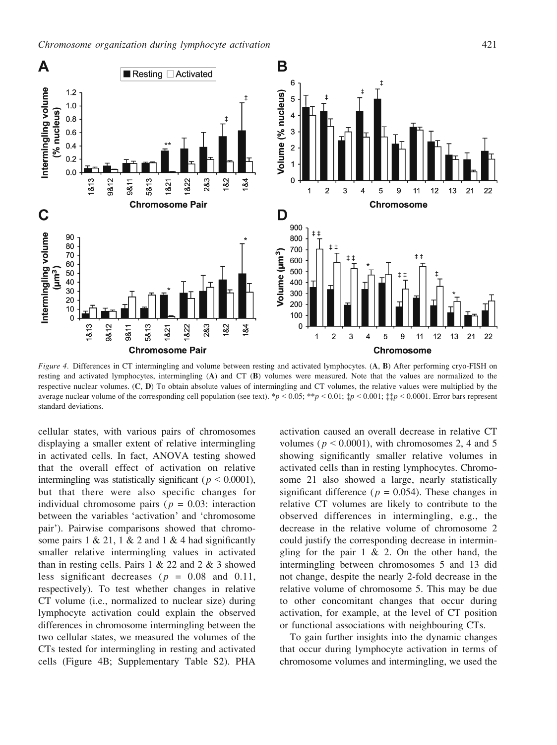*Figure 4.* Differences in CT intermingling and volume between resting and activated lymphocytes. (**A**, **B**) After performing cryo-FISH on resting and activated lymphocytes, intermingling (**A**) and CT (**B**) volumes were measured. Note that the values are normalized to the respective nuclear volumes. (**C**, **D**) To obtain absolute values of intermingling and CT volumes, the relative values were multiplied by the average nuclear volume of the corresponding cell population (see text). \*$p < 0.05$; \*\*$p < 0.01$; ‡$p < 0.001$; ‡‡$p < 0.0001$. Error bars represent standard deviations.

cellular states, with various pairs of chromosomes displaying a smaller extent of relative intermingling in activated cells. In fact, ANOVA testing showed that the overall effect of activation on relative intermingling was statistically significant ($p < 0.0001$), but that there were also specific changes for individual chromosome pairs ($p = 0.03$: interaction between the variables 'activation' and 'chromosome pair'). Pairwise comparisons showed that chromosome pairs 1 & 21, 1 & 2 and 1 & 4 had significantly smaller relative intermingling values in activated than in resting cells. Pairs 1 & 22 and 2 & 3 showed less significant decreases ($p = 0.08$ and $0.11$, respectively). To test whether changes in relative CT volume (i.e., normalized to nuclear size) during lymphocyte activation could explain the observed differences in chromosome intermingling between the two cellular states, we measured the volumes of the CTs tested for intermingling in resting and activated cells (Figure 4B; Supplementary Table S2). PHA activation caused an overall decrease in relative CT volumes ($p < 0.0001$), with chromosomes 2, 4 and 5 showing significantly smaller relative volumes in activated cells than in resting lymphocytes. Chromosome 21 also showed a large, nearly statistically significant difference ($p = 0.054$). These changes in relative CT volumes are likely to contribute to the observed differences in intermingling, e.g., the decrease in the relative volume of chromosome 2 could justify the corresponding decrease in intermingling for the pair 1 & 2. On the other hand, the intermingling between chromosomes 5 and 13 did not change, despite the nearly 2-fold decrease in the relative volume of chromosome 5. This may be due to other concomitant changes that occur during activation, for example, at the level of CT position or functional associations with neighbouring CTs.

To gain further insights into the dynamic changes that occur during lymphocyte activation in terms of chromosome volumes and intermingling, we used the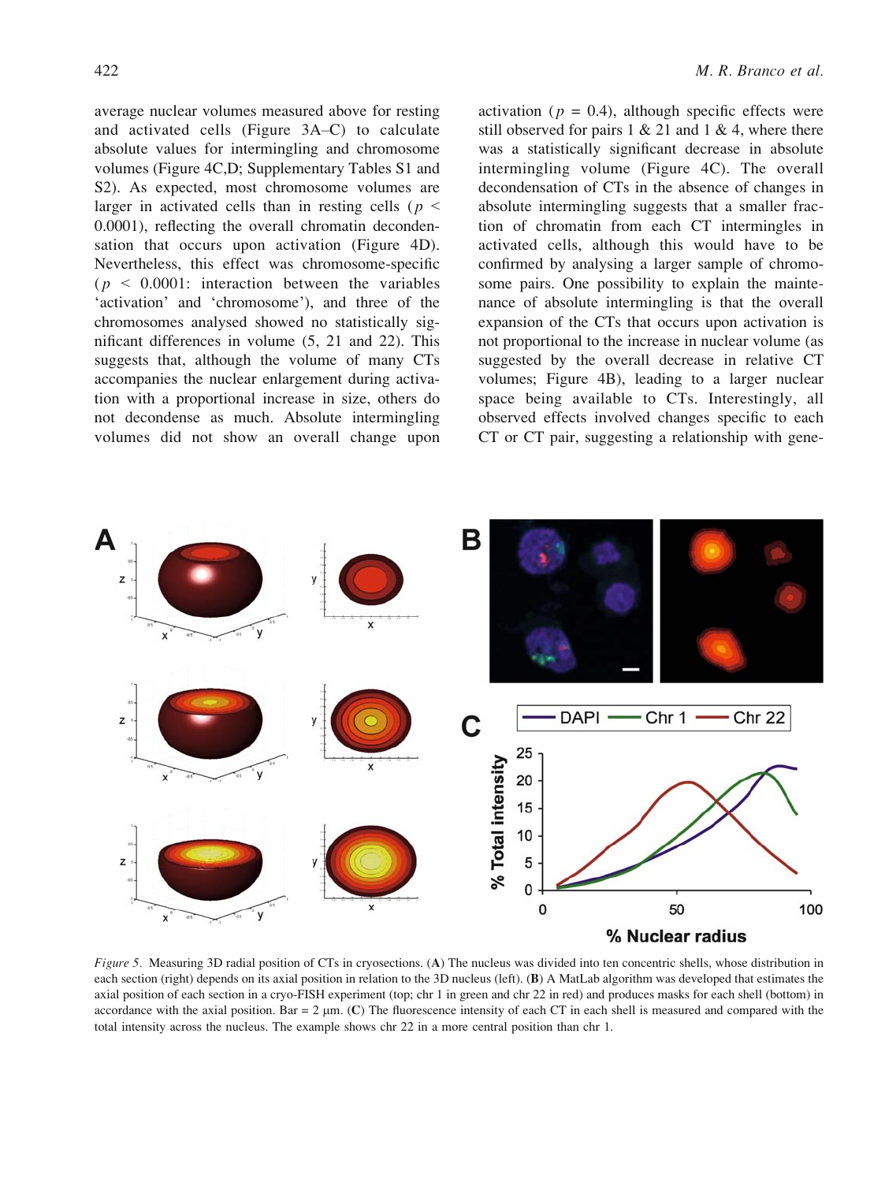average nuclear volumes measured above for resting and activated cells (Figure 3A–C) to calculate absolute values for intermingling and chromosome volumes (Figure 4C,D; Supplementary Tables S1 and S2). As expected, most chromosome volumes are larger in activated cells than in resting cells ($p <$ 0.0001), reflecting the overall chromatin decondensation that occurs upon activation (Figure 4D). Nevertheless, this effect was chromosome-specific ($p <$ 0.0001: interaction between the variables 'activation' and 'chromosome'), and three of the chromosomes analysed showed no statistically significant differences in volume (5, 21 and 22). This suggests that, although the volume of many CTs accompanies the nuclear enlargement during activation with a proportional increase in size, others do not decondense as much. Absolute intermingling volumes did not show an overall change upon activation ($p$ = 0.4), although specific effects were still observed for pairs 1 & 21 and 1 & 4, where there was a statistically significant decrease in absolute intermingling volume (Figure 4C). The overall decondensation of CTs in the absence of changes in absolute intermingling suggests that a smaller fraction of chromatin from each CT intermingles in activated cells, although this would have to be confirmed by analysing a larger sample of chromosome pairs. One possibility to explain the maintenance of absolute intermingling is that the overall expansion of the CTs that occurs upon activation is not proportional to the increase in nuclear volume (as suggested by the overall decrease in relative CT volumes; Figure 4B), leading to a larger nuclear space being available to CTs. Interestingly, all observed effects involved changes specific to each CT or CT pair, suggesting a relationship with gene-

*Figure 5*. Measuring 3D radial position of CTs in cryosections. (**A**) The nucleus was divided into ten concentric shells, whose distribution in each section (right) depends on its axial position in relation to the 3D nucleus (left). (**B**) A MatLab algorithm was developed that estimates the axial position of each section in a cryo-FISH experiment (top; chr 1 in green and chr 22 in red) and produces masks for each shell (bottom) in accordance with the axial position. Bar = 2 μm. (**C**) The fluorescence intensity of each CT in each shell is measured and compared with the total intensity across the nucleus. The example shows chr 22 in a more central position than chr 1.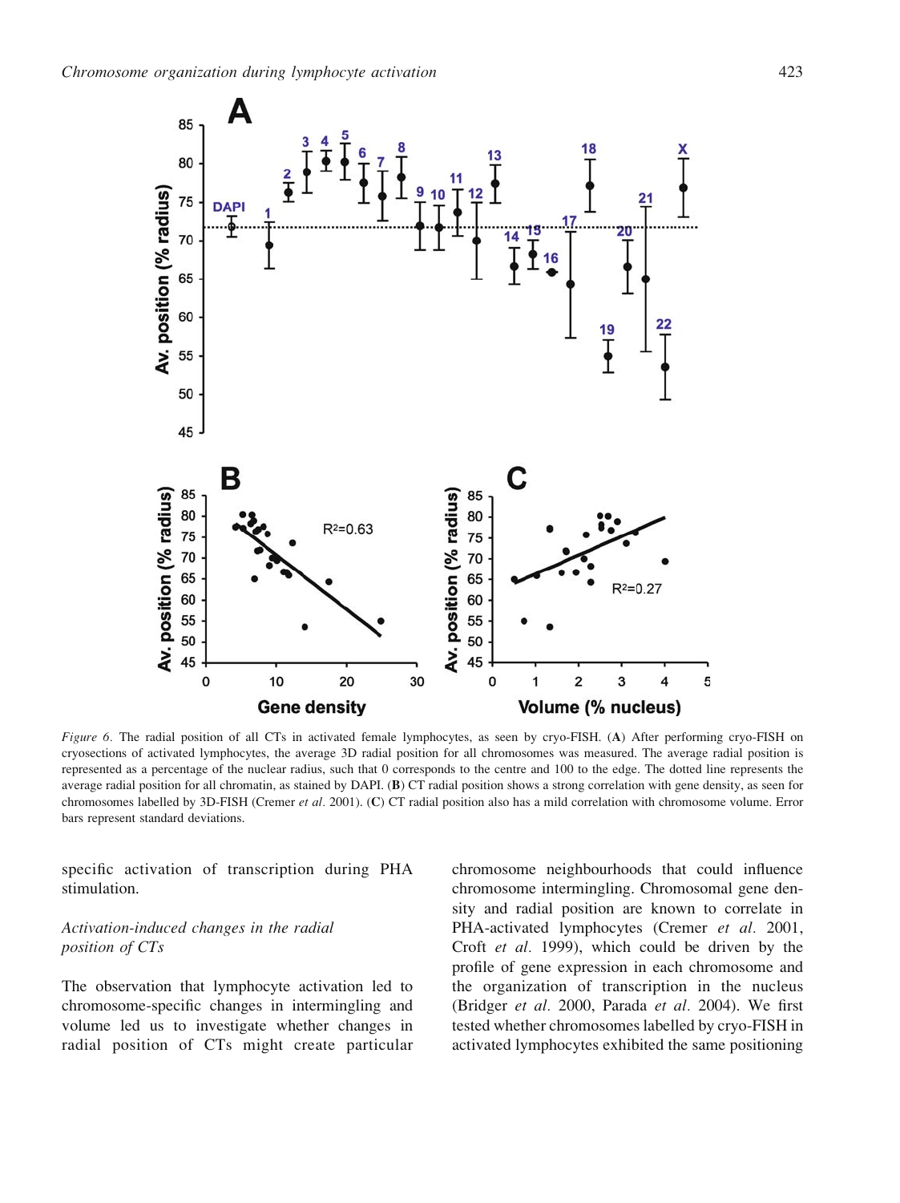*Figure 6.* The radial position of all CTs in activated female lymphocytes, as seen by cryo-FISH. (**A**) After performing cryo-FISH on cryosections of activated lymphocytes, the average 3D radial position for all chromosomes was measured. The average radial position is represented as a percentage of the nuclear radius, such that 0 corresponds to the centre and 100 to the edge. The dotted line represents the average radial position for all chromatin, as stained by DAPI. (**B**) CT radial position shows a strong correlation with gene density, as seen for chromosomes labelled by 3D-FISH (Cremer *et al*. 2001). (**C**) CT radial position also has a mild correlation with chromosome volume. Error bars represent standard deviations.

specific activation of transcription during PHA stimulation.

### *Activation-induced changes in the radial position of CTs*

The observation that lymphocyte activation led to chromosome-specific changes in intermingling and volume led us to investigate whether changes in radial position of CTs might create particular chromosome neighbourhoods that could influence chromosome intermingling. Chromosomal gene density and radial position are known to correlate in PHA-activated lymphocytes (Cremer *et al*. 2001, Croft *et al*. 1999), which could be driven by the profile of gene expression in each chromosome and the organization of transcription in the nucleus (Bridger *et al*. 2000, Parada *et al*. 2004). We first tested whether chromosomes labelled by cryo-FISH in activated lymphocytes exhibited the same positioning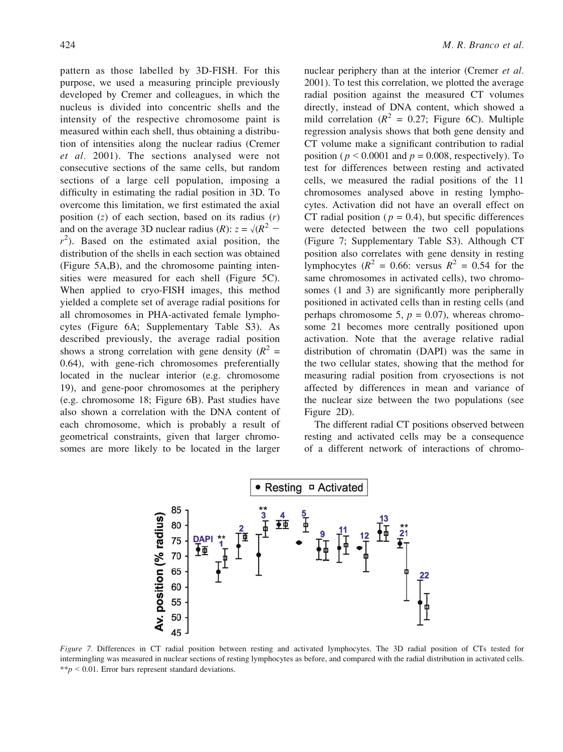pattern as those labelled by 3D-FISH. For this purpose, we used a measuring principle previously developed by Cremer and colleagues, in which the nucleus is divided into concentric shells and the intensity of the respective chromosome paint is measured within each shell, thus obtaining a distribution of intensities along the nuclear radius (Cremer *et al.* 2001). The sections analysed were not consecutive sections of the same cells, but random sections of a large cell population, imposing a difficulty in estimating the radial position in 3D. To overcome this limitation, we first estimated the axial position ($z$) of each section, based on its radius ($r$) and on the average 3D nuclear radius ($R$): $z = \sqrt{(R^2 - r^2)}$. Based on the estimated axial position, the distribution of the shells in each section was obtained (Figure 5A,B), and the chromosome painting intensities were measured for each shell (Figure 5C). When applied to cryo-FISH images, this method yielded a complete set of average radial positions for all chromosomes in PHA-activated female lymphocytes (Figure 6A; Supplementary Table S3). As described previously, the average radial position shows a strong correlation with gene density ($R^2 = 0.64$), with gene-rich chromosomes preferentially located in the nuclear interior (e.g. chromosome 19), and gene-poor chromosomes at the periphery (e.g. chromosome 18; Figure 6B). Past studies have also shown a correlation with the DNA content of each chromosome, which is probably a result of geometrical constraints, given that larger chromosomes are more likely to be located in the larger nuclear periphery than at the interior (Cremer *et al.* 2001). To test this correlation, we plotted the average radial position against the measured CT volumes directly, instead of DNA content, which showed a mild correlation ($R^2 = 0.27$; Figure 6C). Multiple regression analysis shows that both gene density and CT volume make a significant contribution to radial position ($p < 0.0001$ and $p = 0.008$, respectively). To test for differences between resting and activated cells, we measured the radial positions of the 11 chromosomes analysed above in resting lymphocytes. Activation did not have an overall effect on CT radial position ($p = 0.4$), but specific differences were detected between the two cell populations (Figure 7; Supplementary Table S3). Although CT position also correlates with gene density in resting lymphocytes ($R^2 = 0.66$: versus $R^2 = 0.54$ for the same chromosomes in activated cells), two chromosomes (1 and 3) are significantly more peripherally positioned in activated cells than in resting cells (and perhaps chromosome 5, $p = 0.07$), whereas chromosome 21 becomes more centrally positioned upon activation. Note that the average relative radial distribution of chromatin (DAPI) was the same in the two cellular states, showing that the method for measuring radial position from cryosections is not affected by differences in mean and variance of the nuclear size between the two populations (see Figure 2D).

The different radial CT positions observed between resting and activated cells may be a consequence of a different network of interactions of chromo-

*Figure 7.* Differences in CT radial position between resting and activated lymphocytes. The 3D radial position of CTs tested for intermingling was measured in nuclear sections of resting lymphocytes as before, and compared with the radial distribution in activated cells. $^{**}p < 0.01$. Error bars represent standard deviations.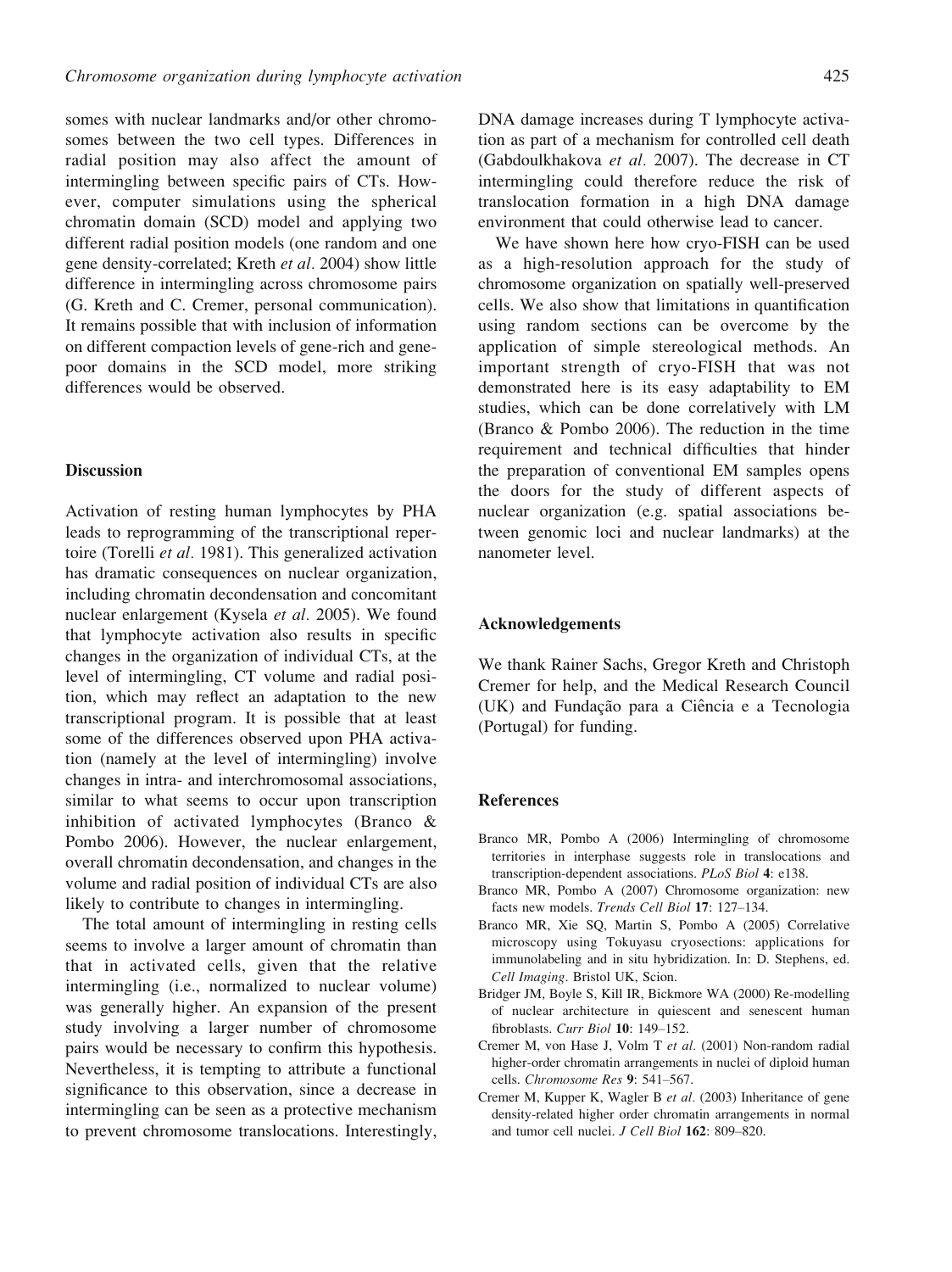somes with nuclear landmarks and/or other chromosomes between the two cell types. Differences in radial position may also affect the amount of intermingling between specific pairs of CTs. However, computer simulations using the spherical chromatin domain (SCD) model and applying two different radial position models (one random and one gene density-correlated; Kreth *et al*. 2004) show little difference in intermingling across chromosome pairs (G. Kreth and C. Cremer, personal communication). It remains possible that with inclusion of information on different compaction levels of gene-rich and gene-poor domains in the SCD model, more striking differences would be observed.

## Discussion

Activation of resting human lymphocytes by PHA leads to reprogramming of the transcriptional repertoire (Torelli *et al*. 1981). This generalized activation has dramatic consequences on nuclear organization, including chromatin decondensation and concomitant nuclear enlargement (Kysela *et al*. 2005). We found that lymphocyte activation also results in specific changes in the organization of individual CTs, at the level of intermingling, CT volume and radial position, which may reflect an adaptation to the new transcriptional program. It is possible that at least some of the differences observed upon PHA activation (namely at the level of intermingling) involve changes in intra- and interchromosomal associations, similar to what seems to occur upon transcription inhibition of activated lymphocytes (Branco & Pombo 2006). However, the nuclear enlargement, overall chromatin decondensation, and changes in the volume and radial position of individual CTs are also likely to contribute to changes in intermingling.

The total amount of intermingling in resting cells seems to involve a larger amount of chromatin than that in activated cells, given that the relative intermingling (i.e., normalized to nuclear volume) was generally higher. An expansion of the present study involving a larger number of chromosome pairs would be necessary to confirm this hypothesis. Nevertheless, it is tempting to attribute a functional significance to this observation, since a decrease in intermingling can be seen as a protective mechanism to prevent chromosome translocations. Interestingly, DNA damage increases during T lymphocyte activation as part of a mechanism for controlled cell death (Gabdoulkhakova *et al*. 2007). The decrease in CT intermingling could therefore reduce the risk of translocation formation in a high DNA damage environment that could otherwise lead to cancer.

We have shown here how cryo-FISH can be used as a high-resolution approach for the study of chromosome organization on spatially well-preserved cells. We also show that limitations in quantification using random sections can be overcome by the application of simple stereological methods. An important strength of cryo-FISH that was not demonstrated here is its easy adaptability to EM studies, which can be done correlatively with LM (Branco & Pombo 2006). The reduction in the time requirement and technical difficulties that hinder the preparation of conventional EM samples opens the doors for the study of different aspects of nuclear organization (e.g. spatial associations between genomic loci and nuclear landmarks) at the nanometer level.

## Acknowledgements

We thank Rainer Sachs, Gregor Kreth and Christoph Cremer for help, and the Medical Research Council (UK) and Fundação para a Ciência e a Tecnologia (Portugal) for funding.

## References

Branco MR, Pombo A (2006) Intermingling of chromosome territories in interphase suggests role in translocations and transcription-dependent associations. *PLoS Biol* **4**: e138.

Branco MR, Pombo A (2007) Chromosome organization: new facts new models. *Trends Cell Biol* **17**: 127–134.

Branco MR, Xie SQ, Martin S, Pombo A (2005) Correlative microscopy using Tokuyasu cryosections: applications for immunolabeling and in situ hybridization. In: D. Stephens, ed. *Cell Imaging*. Bristol UK, Scion.

Bridger JM, Boyle S, Kill IR, Bickmore WA (2000) Re-modelling of nuclear architecture in quiescent and senescent human fibroblasts. *Curr Biol* **10**: 149–152.

Cremer M, von Hase J, Volm T *et al*. (2001) Non-random radial higher-order chromatin arrangements in nuclei of diploid human cells. *Chromosome Res* **9**: 541–567.

Cremer M, Kupper K, Wagler B *et al*. (2003) Inheritance of gene density-related higher order chromatin arrangements in normal and tumor cell nuclei. *J Cell Biol* **162**: 809–820.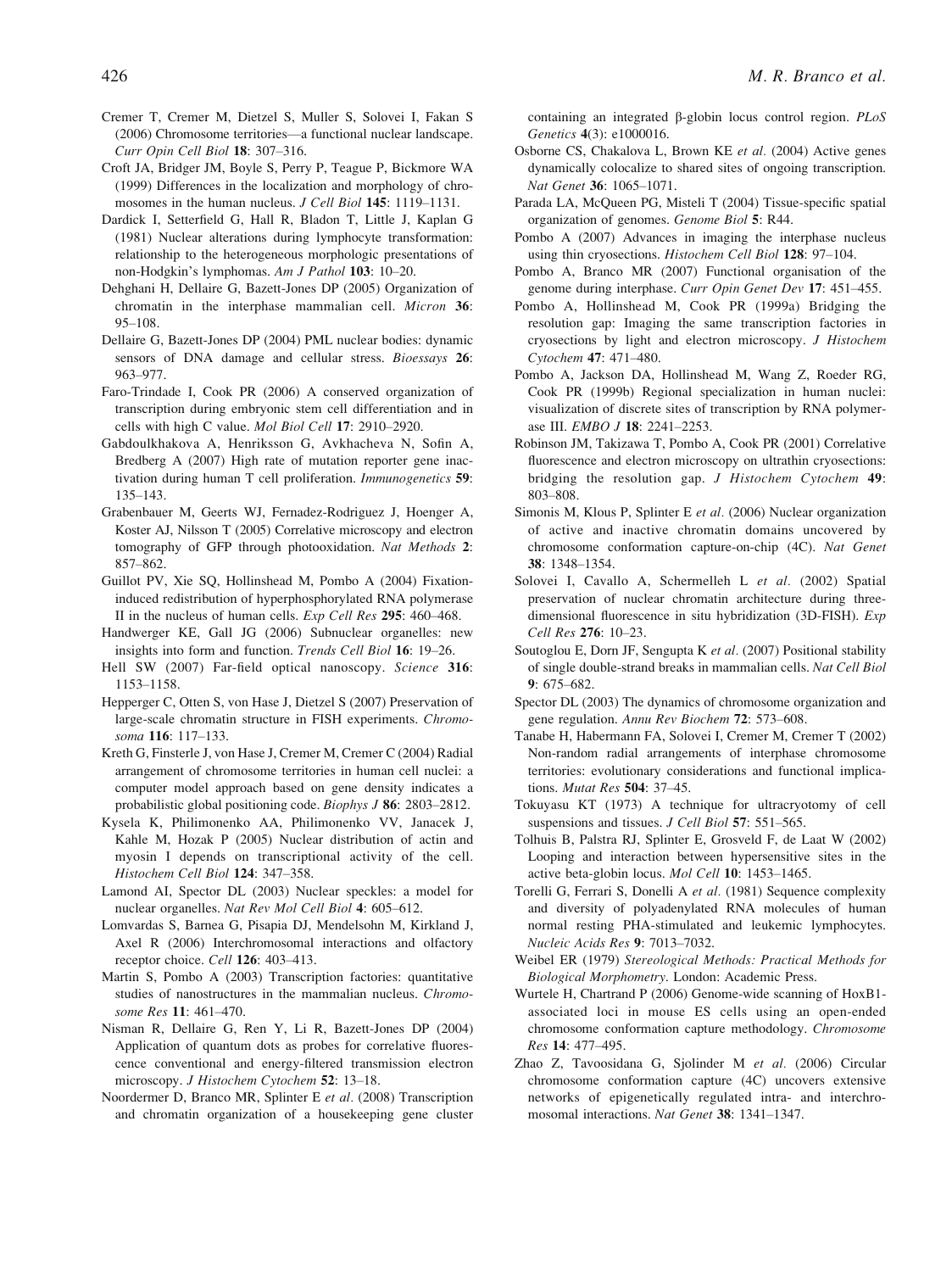Cremer T, Cremer M, Dietzel S, Muller S, Solovei I, Fakan S (2006) Chromosome territories—a functional nuclear landscape. *Curr Opin Cell Biol* **18**: 307–316.

Croft JA, Bridger JM, Boyle S, Perry P, Teague P, Bickmore WA (1999) Differences in the localization and morphology of chromosomes in the human nucleus. *J Cell Biol* **145**: 1119–1131.

Dardick I, Setterfield G, Hall R, Bladon T, Little J, Kaplan G (1981) Nuclear alterations during lymphocyte transformation: relationship to the heterogeneous morphologic presentations of non-Hodgkin's lymphomas. *Am J Pathol* **103**: 10–20.

Dehghani H, Dellaire G, Bazett-Jones DP (2005) Organization of chromatin in the interphase mammalian cell. *Micron* **36**: 95–108.

Dellaire G, Bazett-Jones DP (2004) PML nuclear bodies: dynamic sensors of DNA damage and cellular stress. *Bioessays* **26**: 963–977.

Faro-Trindade I, Cook PR (2006) A conserved organization of transcription during embryonic stem cell differentiation and in cells with high C value. *Mol Biol Cell* **17**: 2910–2920.

Gabdoulkhakova A, Henriksson G, Avkhacheva N, Sofin A, Bredberg A (2007) High rate of mutation reporter gene inactivation during human T cell proliferation. *Immunogenetics* **59**: 135–143.

Grabenbauer M, Geerts WJ, Fernadez-Rodriguez J, Hoenger A, Koster AJ, Nilsson T (2005) Correlative microscopy and electron tomography of GFP through photooxidation. *Nat Methods* **2**: 857–862.

Guillot PV, Xie SQ, Hollinshead M, Pombo A (2004) Fixation-induced redistribution of hyperphosphorylated RNA polymerase II in the nucleus of human cells. *Exp Cell Res* **295**: 460–468.

Handwerger KE, Gall JG (2006) Subnuclear organelles: new insights into form and function. *Trends Cell Biol* **16**: 19–26.

Hell SW (2007) Far-field optical nanoscopy. *Science* **316**: 1153–1158.

Hepperger C, Otten S, von Hase J, Dietzel S (2007) Preservation of large-scale chromatin structure in FISH experiments. *Chromosoma* **116**: 117–133.

Kreth G, Finsterle J, von Hase J, Cremer M, Cremer C (2004) Radial arrangement of chromosome territories in human cell nuclei: a computer model approach based on gene density indicates a probabilistic global positioning code. *Biophys J* **86**: 2803–2812.

Kysela K, Philimonenko AA, Philimonenko VV, Janacek J, Kahle M, Hozak P (2005) Nuclear distribution of actin and myosin I depends on transcriptional activity of the cell. *Histochem Cell Biol* **124**: 347–358.

Lamond AI, Spector DL (2003) Nuclear speckles: a model for nuclear organelles. *Nat Rev Mol Cell Biol* **4**: 605–612.

Lomvardas S, Barnea G, Pisapia DJ, Mendelsohn M, Kirkland J, Axel R (2006) Interchromosomal interactions and olfactory receptor choice. *Cell* **126**: 403–413.

Martin S, Pombo A (2003) Transcription factories: quantitative studies of nanostructures in the mammalian nucleus. *Chromosome Res* **11**: 461–470.

Nisman R, Dellaire G, Ren Y, Li R, Bazett-Jones DP (2004) Application of quantum dots as probes for correlative fluorescence conventional and energy-filtered transmission electron microscopy. *J Histochem Cytochem* **52**: 13–18.

Noordermer D, Branco MR, Splinter E *et al*. (2008) Transcription and chromatin organization of a housekeeping gene cluster containing an integrated β-globin locus control region. *PLoS Genetics* **4**(3): e1000016.

Osborne CS, Chakalova L, Brown KE *et al*. (2004) Active genes dynamically colocalize to shared sites of ongoing transcription. *Nat Genet* **36**: 1065–1071.

Parada LA, McQueen PG, Misteli T (2004) Tissue-specific spatial organization of genomes. *Genome Biol* **5**: R44.

Pombo A (2007) Advances in imaging the interphase nucleus using thin cryosections. *Histochem Cell Biol* **128**: 97–104.

Pombo A, Branco MR (2007) Functional organisation of the genome during interphase. *Curr Opin Genet Dev* **17**: 451–455.

Pombo A, Hollinshead M, Cook PR (1999a) Bridging the resolution gap: Imaging the same transcription factories in cryosections by light and electron microscopy. *J Histochem Cytochem* **47**: 471–480.

Pombo A, Jackson DA, Hollinshead M, Wang Z, Roeder RG, Cook PR (1999b) Regional specialization in human nuclei: visualization of discrete sites of transcription by RNA polymerase III. *EMBO J* **18**: 2241–2253.

Robinson JM, Takizawa T, Pombo A, Cook PR (2001) Correlative fluorescence and electron microscopy on ultrathin cryosections: bridging the resolution gap. *J Histochem Cytochem* **49**: 803–808.

Simonis M, Klous P, Splinter E *et al*. (2006) Nuclear organization of active and inactive chromatin domains uncovered by chromosome conformation capture-on-chip (4C). *Nat Genet* **38**: 1348–1354.

Solovei I, Cavallo A, Schermelleh L *et al*. (2002) Spatial preservation of nuclear chromatin architecture during three-dimensional fluorescence in situ hybridization (3D-FISH). *Exp Cell Res* **276**: 10–23.

Soutoglou E, Dorn JF, Sengupta K *et al*. (2007) Positional stability of single double-strand breaks in mammalian cells. *Nat Cell Biol* **9**: 675–682.

Spector DL (2003) The dynamics of chromosome organization and gene regulation. *Annu Rev Biochem* **72**: 573–608.

Tanabe H, Habermann FA, Solovei I, Cremer M, Cremer T (2002) Non-random radial arrangements of interphase chromosome territories: evolutionary considerations and functional implications. *Mutat Res* **504**: 37–45.

Tokuyasu KT (1973) A technique for ultracryotomy of cell suspensions and tissues. *J Cell Biol* **57**: 551–565.

Tolhuis B, Palstra RJ, Splinter E, Grosveld F, de Laat W (2002) Looping and interaction between hypersensitive sites in the active beta-globin locus. *Mol Cell* **10**: 1453–1465.

Torelli G, Ferrari S, Donelli A *et al*. (1981) Sequence complexity and diversity of polyadenylated RNA molecules of human normal resting PHA-stimulated and leukemic lymphocytes. *Nucleic Acids Res* **9**: 7013–7032.

Weibel ER (1979) *Stereological Methods: Practical Methods for Biological Morphometry*. London: Academic Press.

Wurtele H, Chartrand P (2006) Genome-wide scanning of HoxB1-associated loci in mouse ES cells using an open-ended chromosome conformation capture methodology. *Chromosome Res* **14**: 477–495.

Zhao Z, Tavoosidana G, Sjolinder M *et al*. (2006) Circular chromosome conformation capture (4C) uncovers extensive networks of epigenetically regulated intra- and interchromosomal interactions. *Nat Genet* **38**: 1341–1347.